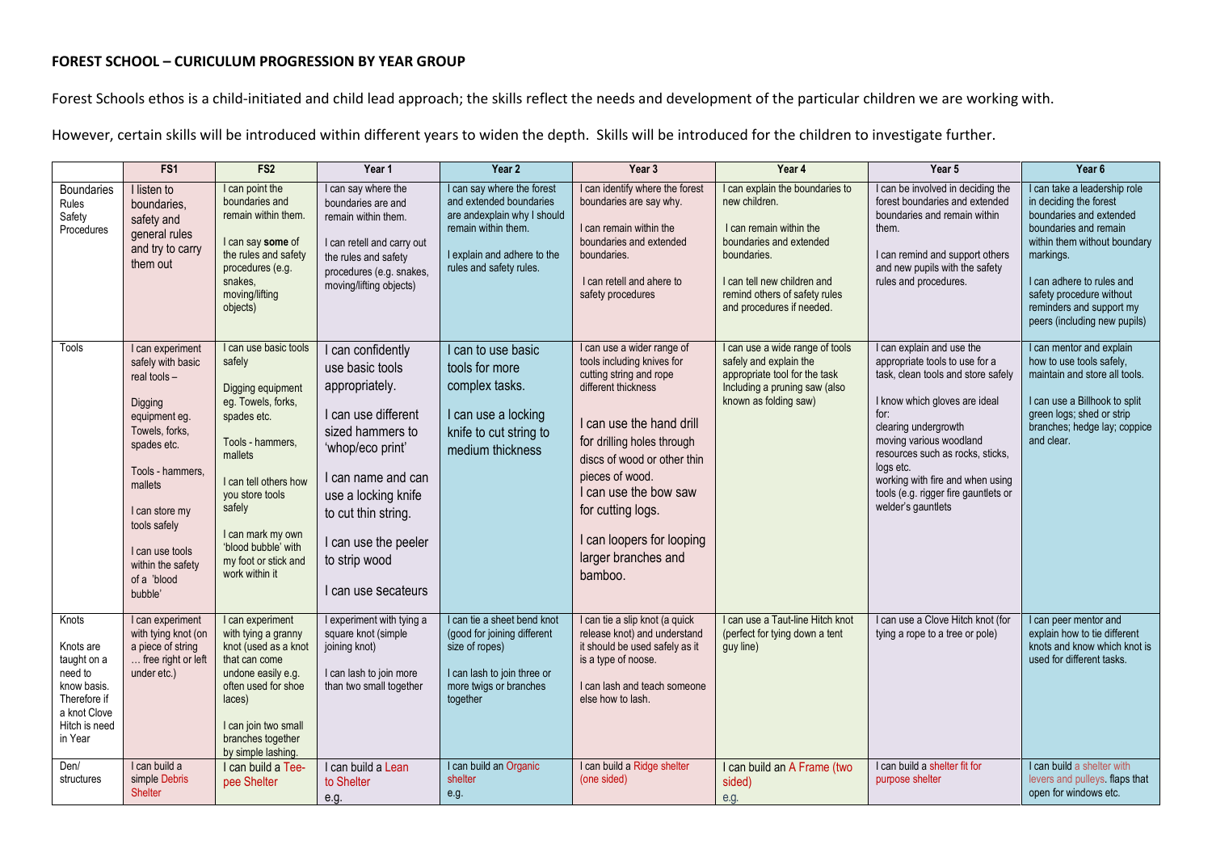**FOREST SCHOOL – CURICULUM PROGRESSION BY YEAR GROUP**

Forest Schools ethos is a child-initiated and child lead approach; the skills reflect the needs and development of the particular children we are working with.

However, certain skills will be introduced within different years to widen the depth. Skills will be introduced for the children to investigate further.

| | FS1 | FS2 | Year 1 | Year 2 | Year 3 | Year 4 | Year 5 | Year 6 |
|---|---|---|---|---|---|---|---|---|
| Boundaries Rules Safety Procedures | I listen to boundaries, safety and general rules and try to carry them out | I can point the boundaries and remain within them.<br><br>I can say **some** of the rules and safety procedures (e.g. snakes, moving/lifting objects) | I can say where the boundaries are and remain within them.<br><br>I can retell and carry out the rules and safety procedures (e.g. snakes, moving/lifting objects) | I can say where the forest and extended boundaries are andexplain why I should remain within them.<br><br>I explain and adhere to the rules and safety rules. | I can identify where the forest boundaries are say why.<br><br>I can remain within the boundaries and extended boundaries.<br><br>I can retell and ahere to safety procedures | I can explain the boundaries to new children.<br><br>I can remain within the boundaries and extended boundaries.<br><br>I can tell new children and remind others of safety rules and procedures if needed. | I can be involved in deciding the forest boundaries and extended boundaries and remain within them.<br><br>I can remind and support others and new pupils with the safety rules and procedures. | I can take a leadership role in deciding the forest boundaries and extended boundaries and remain within them without boundary markings.<br><br>I can adhere to rules and safety procedure without reminders and support my peers (including new pupils) |
| Tools | I can experiment safely with basic real tools –<br><br>Digging equipment eg. Towels, forks, spades etc.<br><br>Tools - hammers, mallets<br><br>I can store my tools safely<br><br>I can use tools within the safety of a 'blood bubble' | I can use basic tools safely<br><br>Digging equipment eg. Towels, forks, spades etc.<br><br>Tools - hammers, mallets<br><br>I can tell others how you store tools safely<br><br>I can mark my own 'blood bubble' with my foot or stick and work within it | I can confidently use basic tools appropriately.<br><br>I can use different sized hammers to 'whop/eco print'<br><br>I can name and can use a locking knife to cut thin string.<br><br>I can use the peeler to strip wood<br><br>I can use secateurs | I can to use basic tools for more complex tasks.<br><br>I can use a locking knife to cut string to medium thickness | I can use a wider range of tools including knives for cutting string and rope different thickness<br><br>I can use the hand drill for drilling holes through discs of wood or other thin pieces of wood.<br>I can use the bow saw for cutting logs.<br><br>I can loopers for looping larger branches and bamboo. | I can use a wide range of tools safely and explain the appropriate tool for the task Including a pruning saw (also known as folding saw) | I can explain and use the appropriate tools to use for a task, clean tools and store safely<br><br>I know which gloves are ideal for:<br>clearing undergrowth<br>moving various woodland resources such as rocks, sticks, logs etc.<br>working with fire and when using tools (e.g. rigger fire gauntlets or welder's gauntlets | I can mentor and explain how to use tools safely, maintain and store all tools.<br><br>I can use a Billhook to split green logs; shed or strip branches; hedge lay; coppice and clear. |
| Knots<br><br>Knots are taught on a need to know basis. Therefore if a knot Clove Hitch is need in Year | I can experiment with tying knot (on a piece of string … free right or left under etc.) | I can experiment with tying a granny knot (used as a knot that can come undone easily e.g. often used for shoe laces)<br><br>I can join two small branches together by simple lashing. | I experiment with tying a square knot (simple joining knot)<br><br>I can lash to join more than two small together | I can tie a sheet bend knot (good for joining different size of ropes)<br><br>I can lash to join three or more twigs or branches together | I can tie a slip knot (a quick release knot) and understand it should be used safely as it is a type of noose.<br><br>I can lash and teach someone else how to lash. | I can use a Taut-line Hitch knot (perfect for tying down a tent guy line) | I can use a Clove Hitch knot (for tying a rope to a tree or pole) | I can peer mentor and explain how to tie different knots and know which knot is used for different tasks. |
| Den/ structures | I can build a simple Debris Shelter | I can build a Tee-pee Shelter | I can build a Lean to Shelter<br>e.g. | I can build an Organic shelter<br>e.g. | I can build a Ridge shelter (one sided) | I can build an A Frame (two sided)<br>e.g. | I can build a shelter fit for purpose shelter | I can build a shelter with levers and pulleys. flaps that open for windows etc. |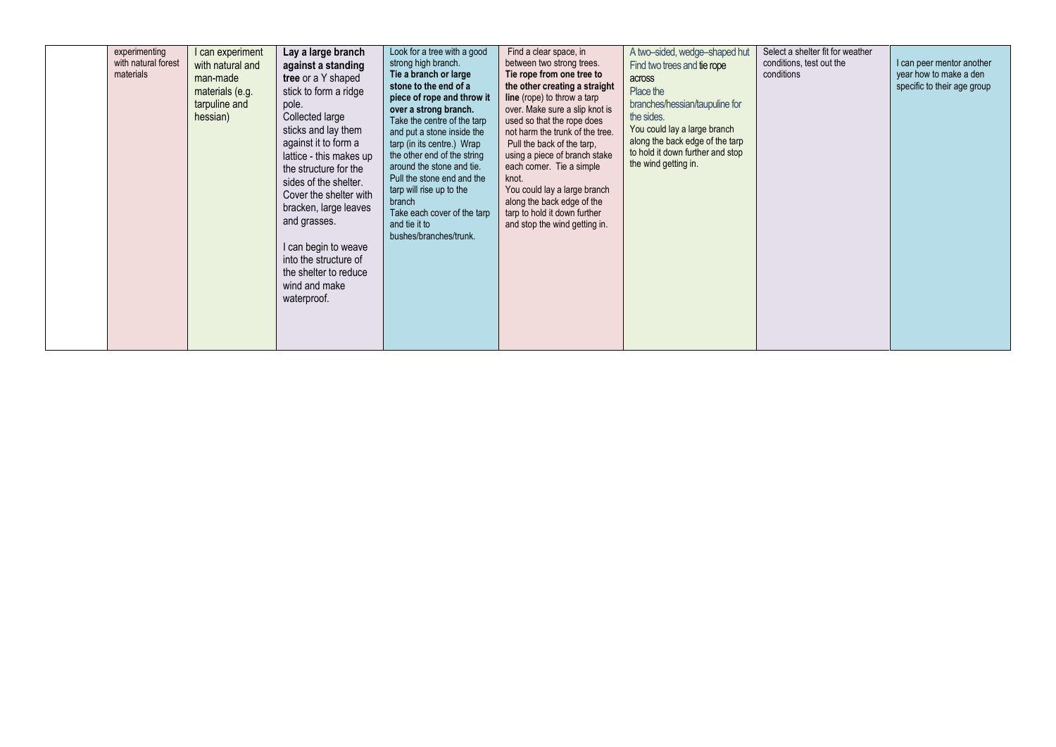| | | | | | | | | | |
|---|---|---|---|---|---|---|---|---|---|
| | experimenting with natural forest materials | I can experiment with natural and man-made materials (e.g. tarpuline and hessian) | **Lay a large branch against a standing tree** or a Y shaped stick to form a ridge pole.<br>Collected large sticks and lay them against it to form a lattice - this makes up the structure for the sides of the shelter. Cover the shelter with bracken, large leaves and grasses.<br><br>I can begin to weave into the structure of the shelter to reduce wind and make waterproof. | Look for a tree with a good strong high branch.<br>**Tie a branch or large stone to the end of a piece of rope and throw it over a strong branch.**<br>Take the centre of the tarp and put a stone inside the tarp (in its centre.) Wrap the other end of the string around the stone and tie.<br>Pull the stone end and the tarp will rise up to the branch<br>Take each cover of the tarp and tie it to bushes/branches/trunk. | Find a clear space, in between two strong trees.<br>**Tie rope from one tree to the other creating a straight line** (rope) to throw a tarp over. Make sure a slip knot is used so that the rope does not harm the trunk of the tree.<br>Pull the back of the tarp, using a piece of branch stake each corner. Tie a simple knot.<br>You could lay a large branch along the back edge of the tarp to hold it down further and stop the wind getting in. | A two–sided, wedge–shaped hut<br>Find two trees and tie rope across<br>Place the branches/hessian/taupuline for the sides.<br>You could lay a large branch along the back edge of the tarp to hold it down further and stop the wind getting in. | Select a shelter fit for weather conditions, test out the conditions | I can peer mentor another year how to make a den specific to their age group |